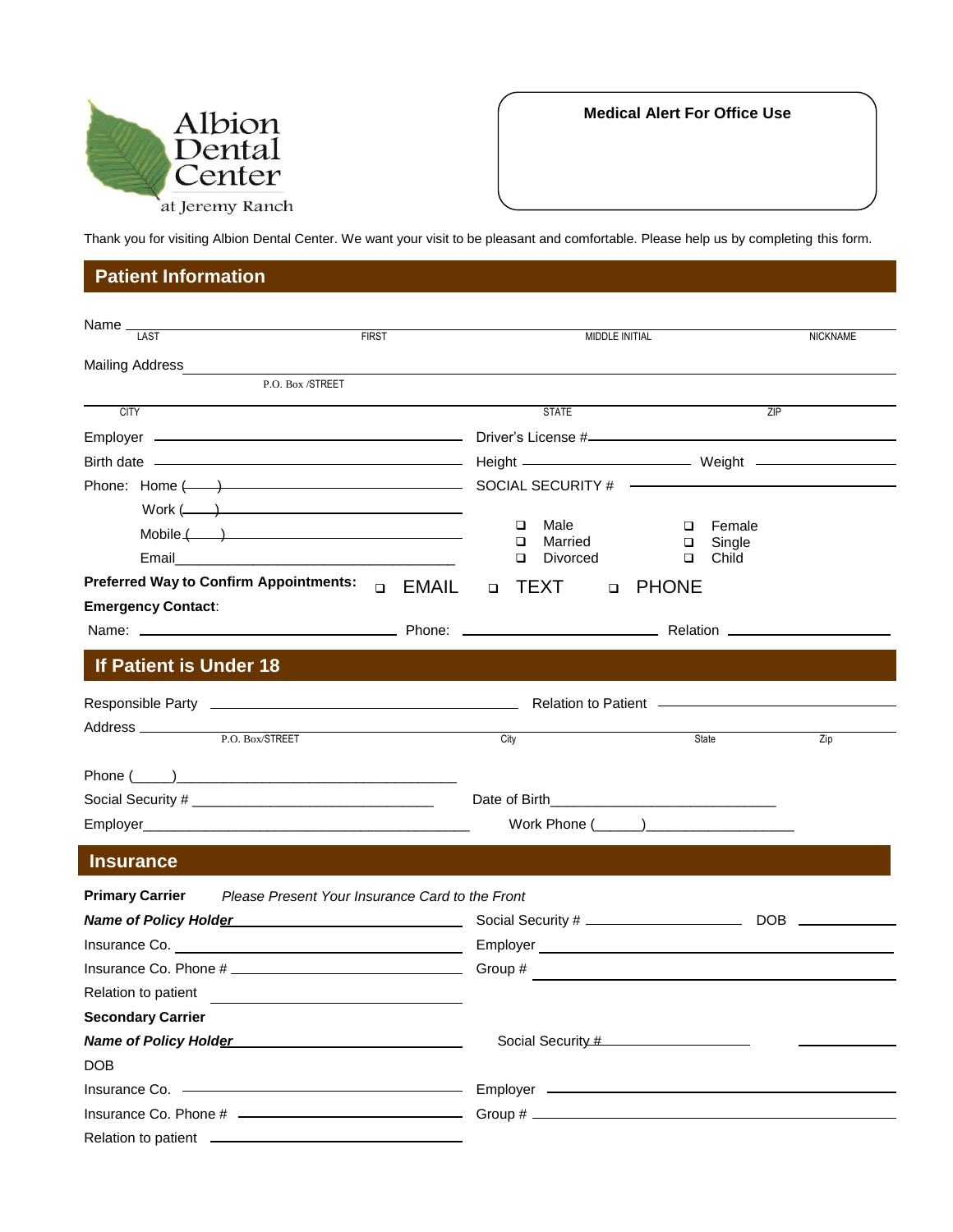Albion Dental Center

at Jeremy Ranch

**Medical Alert For Office Use**

Thank you for visiting Albion Dental Center. We want your visit to be pleasant and comfortable. Please help us by completing this form.

## Patient Information

Name ______________________________________________
LAST FIRST MIDDLE INITIAL NICKNAME

Mailing Address ______________________________________________
P.O. Box /STREET

______________________________________________
CITY STATE ZIP

Employer ______________________ Driver's License #______________________

Birth date ______________________ Height ______________ Weight ______________

Phone: Home (____) ______________________ SOCIAL SECURITY # ______________________

Work (____) ______________________

Mobile (____) ______________________

Email ______________________

- ☐ Male ☐ Female
- ☐ Married ☐ Single
- ☐ Divorced ☐ Child

**Preferred Way to Confirm Appointments:** ☐ EMAIL ☐ TEXT ☐ PHONE

**Emergency Contact**:

Name: ______________________ Phone: ______________________ Relation ______________________

## If Patient is Under 18

Responsible Party ______________________ Relation to Patient ______________________

Address ______________________________________________
P.O. Box/STREET City State Zip

Phone (_____)______________________

Social Security # ______________________ Date of Birth______________________

Employer______________________ Work Phone (______)______________________

## Insurance

**Primary Carrier** *Please Present Your Insurance Card to the Front*

***Name of Policy Holder*** ______________________ Social Security # ______________ DOB ______________

Insurance Co. ______________________ Employer ______________________

Insurance Co. Phone # ______________________ Group # ______________________

Relation to patient ______________________

**Secondary Carrier**

***Name of Policy Holder*** ______________________ Social Security # ______________________ ______________

DOB

Insurance Co. ______________________ Employer ______________________

Insurance Co. Phone # ______________________ Group # ______________________

Relation to patient ______________________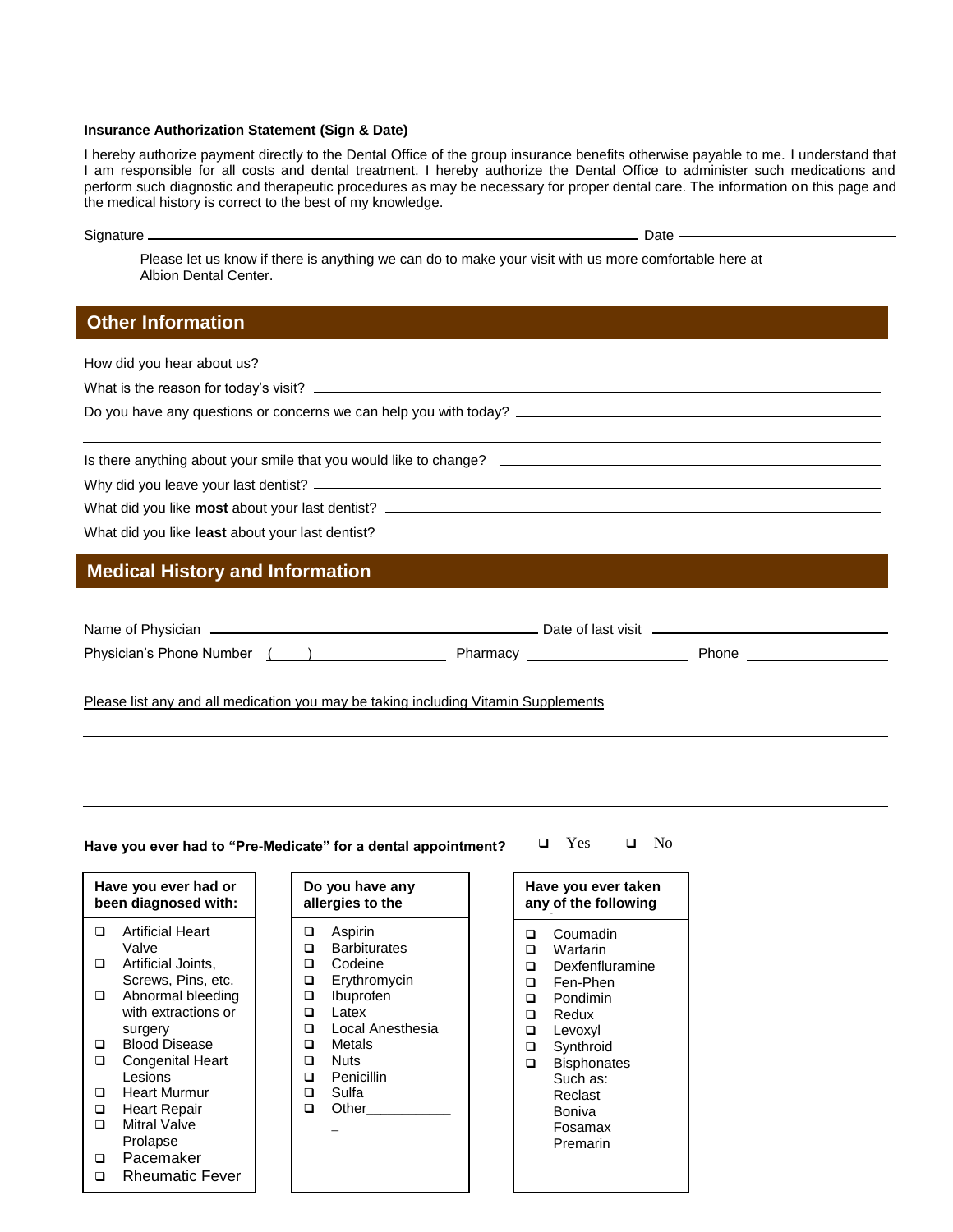**Insurance Authorization Statement (Sign & Date)**

I hereby authorize payment directly to the Dental Office of the group insurance benefits otherwise payable to me. I understand that I am responsible for all costs and dental treatment. I hereby authorize the Dental Office to administer such medications and perform such diagnostic and therapeutic procedures as may be necessary for proper dental care. The information on this page and the medical history is correct to the best of my knowledge.

Signature ______________________________ Date ______________

Please let us know if there is anything we can do to make your visit with us more comfortable here at Albion Dental Center.

## Other Information

How did you hear about us? ______________________________

What is the reason for today's visit? ______________________________

Do you have any questions or concerns we can help you with today? ______________________________

______________________________

Is there anything about your smile that you would like to change? ______________________________

Why did you leave your last dentist? ______________________________

What did you like **most** about your last dentist? ______________________________

What did you like **least** about your last dentist?

## Medical History and Information

Name of Physician ______________________________ Date of last visit ______________

Physician's Phone Number (____) ______________ Pharmacy ______________ Phone ______________

Please list any and all medication you may be taking including Vitamin Supplements

______________________________

______________________________

______________________________

**Have you ever had to "Pre-Medicate" for a dental appointment?** ❑ Yes ❑ No

**Have you ever had or been diagnosed with:**

- ❑ Artificial Heart Valve
- ❑ Artificial Joints, Screws, Pins, etc.
- ❑ Abnormal bleeding with extractions or surgery
- ❑ Blood Disease
- ❑ Congenital Heart Lesions
- ❑ Heart Murmur
- ❑ Heart Repair
- ❑ Mitral Valve Prolapse
- ❑ Pacemaker
- ❑ Rheumatic Fever

**Do you have any allergies to the**

- ❑ Aspirin
- ❑ Barbiturates
- ❑ Codeine
- ❑ Erythromycin
- ❑ Ibuprofen
- ❑ Latex
- ❑ Local Anesthesia
- ❑ Metals
- ❑ Nuts
- ❑ Penicillin
- ❑ Sulfa
- ❑ Other____________

**Have you ever taken any of the following**

- ❑ Coumadin
- ❑ Warfarin
- ❑ Dexfenfluramine
- ❑ Fen-Phen
- ❑ Pondimin
- ❑ Redux
- ❑ Levoxyl
- ❑ Synthroid
- ❑ Bisphonates Such as: Reclast Boniva Fosamax Premarin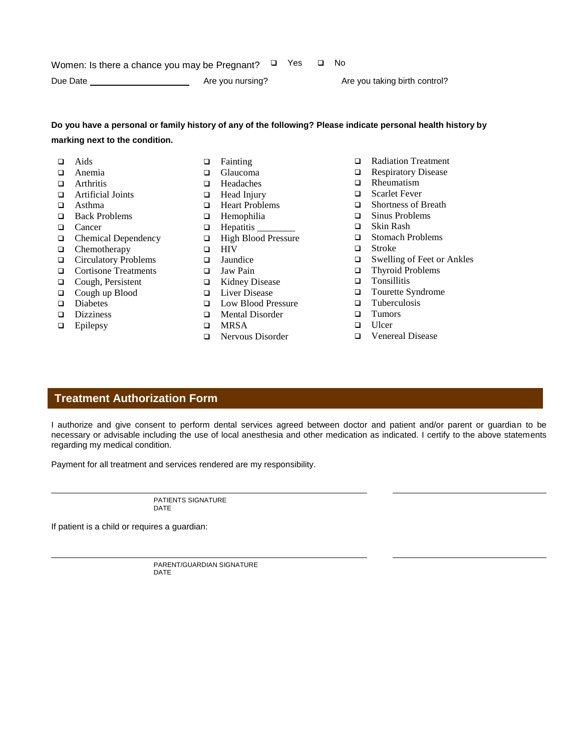Women: Is there a chance you may be Pregnant? ❑ Yes ❑ No

Due Date ____________________ Are you nursing? Are you taking birth control?

**Do you have a personal or family history of any of the following? Please indicate personal health history by marking next to the condition.**

- ❑ Aids
- ❑ Anemia
- ❑ Arthritis
- ❑ Artificial Joints
- ❑ Asthma
- ❑ Back Problems
- ❑ Cancer
- ❑ Chemical Dependency
- ❑ Chemotherapy
- ❑ Circulatory Problems
- ❑ Cortisone Treatments
- ❑ Cough, Persistent
- ❑ Cough up Blood
- ❑ Diabetes
- ❑ Dizziness
- ❑ Epilepsy
- ❑ Fainting
- ❑ Glaucoma
- ❑ Headaches
- ❑ Head Injury
- ❑ Heart Problems
- ❑ Hemophilia
- ❑ Hepatitis ________
- ❑ High Blood Pressure
- ❑ HIV
- ❑ Jaundice
- ❑ Jaw Pain
- ❑ Kidney Disease
- ❑ Liver Disease
- ❑ Low Blood Pressure
- ❑ Mental Disorder
- ❑ MRSA
- ❑ Nervous Disorder
- ❑ Radiation Treatment
- ❑ Respiratory Disease
- ❑ Rheumatism
- ❑ Scarlet Fever
- ❑ Shortness of Breath
- ❑ Sinus Problems
- ❑ Skin Rash
- ❑ Stomach Problems
- ❑ Stroke
- ❑ Swelling of Feet or Ankles
- ❑ Thyroid Problems
- ❑ Tonsillitis
- ❑ Tourette Syndrome
- ❑ Tuberculosis
- ❑ Tumors
- ❑ Ulcer
- ❑ Venereal Disease

## Treatment Authorization Form

I authorize and give consent to perform dental services agreed between doctor and patient and/or parent or guardian to be necessary or advisable including the use of local anesthesia and other medication as indicated. I certify to the above statements regarding my medical condition.

Payment for all treatment and services rendered are my responsibility.

______________________________________________ ____________________

PATIENTS SIGNATURE
DATE

If patient is a child or requires a guardian:

______________________________________________ ____________________

PARENT/GUARDIAN SIGNATURE
DATE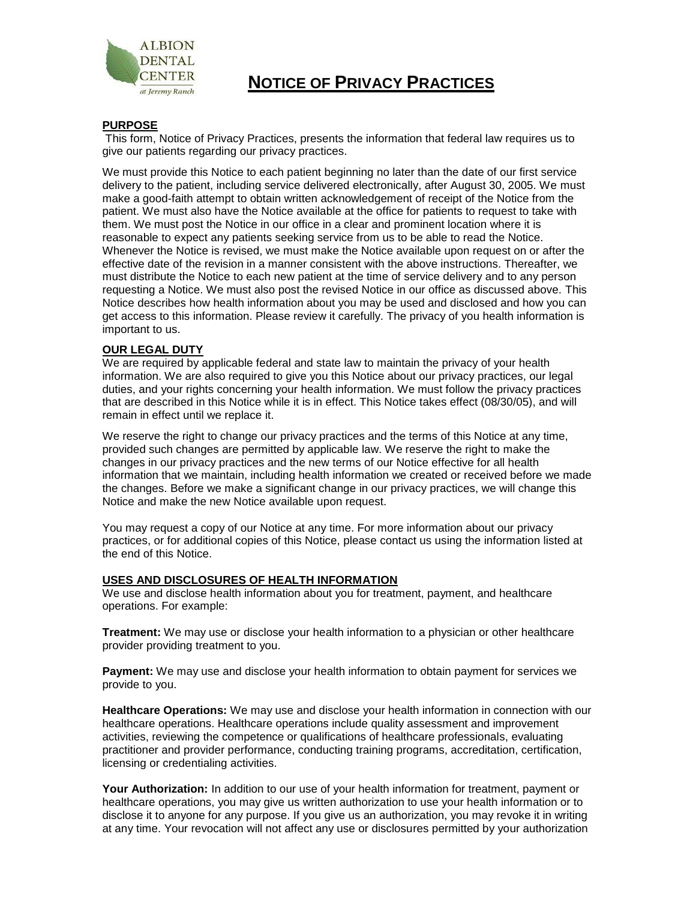# NOTICE OF PRIVACY PRACTICES

## PURPOSE

This form, Notice of Privacy Practices, presents the information that federal law requires us to give our patients regarding our privacy practices.

We must provide this Notice to each patient beginning no later than the date of our first service delivery to the patient, including service delivered electronically, after August 30, 2005. We must make a good-faith attempt to obtain written acknowledgement of receipt of the Notice from the patient. We must also have the Notice available at the office for patients to request to take with them. We must post the Notice in our office in a clear and prominent location where it is reasonable to expect any patients seeking service from us to be able to read the Notice. Whenever the Notice is revised, we must make the Notice available upon request on or after the effective date of the revision in a manner consistent with the above instructions. Thereafter, we must distribute the Notice to each new patient at the time of service delivery and to any person requesting a Notice. We must also post the revised Notice in our office as discussed above. This Notice describes how health information about you may be used and disclosed and how you can get access to this information. Please review it carefully. The privacy of you health information is important to us.

## OUR LEGAL DUTY

We are required by applicable federal and state law to maintain the privacy of your health information. We are also required to give you this Notice about our privacy practices, our legal duties, and your rights concerning your health information. We must follow the privacy practices that are described in this Notice while it is in effect. This Notice takes effect (08/30/05), and will remain in effect until we replace it.

We reserve the right to change our privacy practices and the terms of this Notice at any time, provided such changes are permitted by applicable law. We reserve the right to make the changes in our privacy practices and the new terms of our Notice effective for all health information that we maintain, including health information we created or received before we made the changes. Before we make a significant change in our privacy practices, we will change this Notice and make the new Notice available upon request.

You may request a copy of our Notice at any time. For more information about our privacy practices, or for additional copies of this Notice, please contact us using the information listed at the end of this Notice.

## USES AND DISCLOSURES OF HEALTH INFORMATION

We use and disclose health information about you for treatment, payment, and healthcare operations. For example:

**Treatment:** We may use or disclose your health information to a physician or other healthcare provider providing treatment to you.

**Payment:** We may use and disclose your health information to obtain payment for services we provide to you.

**Healthcare Operations:** We may use and disclose your health information in connection with our healthcare operations. Healthcare operations include quality assessment and improvement activities, reviewing the competence or qualifications of healthcare professionals, evaluating practitioner and provider performance, conducting training programs, accreditation, certification, licensing or credentialing activities.

**Your Authorization:** In addition to our use of your health information for treatment, payment or healthcare operations, you may give us written authorization to use your health information or to disclose it to anyone for any purpose. If you give us an authorization, you may revoke it in writing at any time. Your revocation will not affect any use or disclosures permitted by your authorization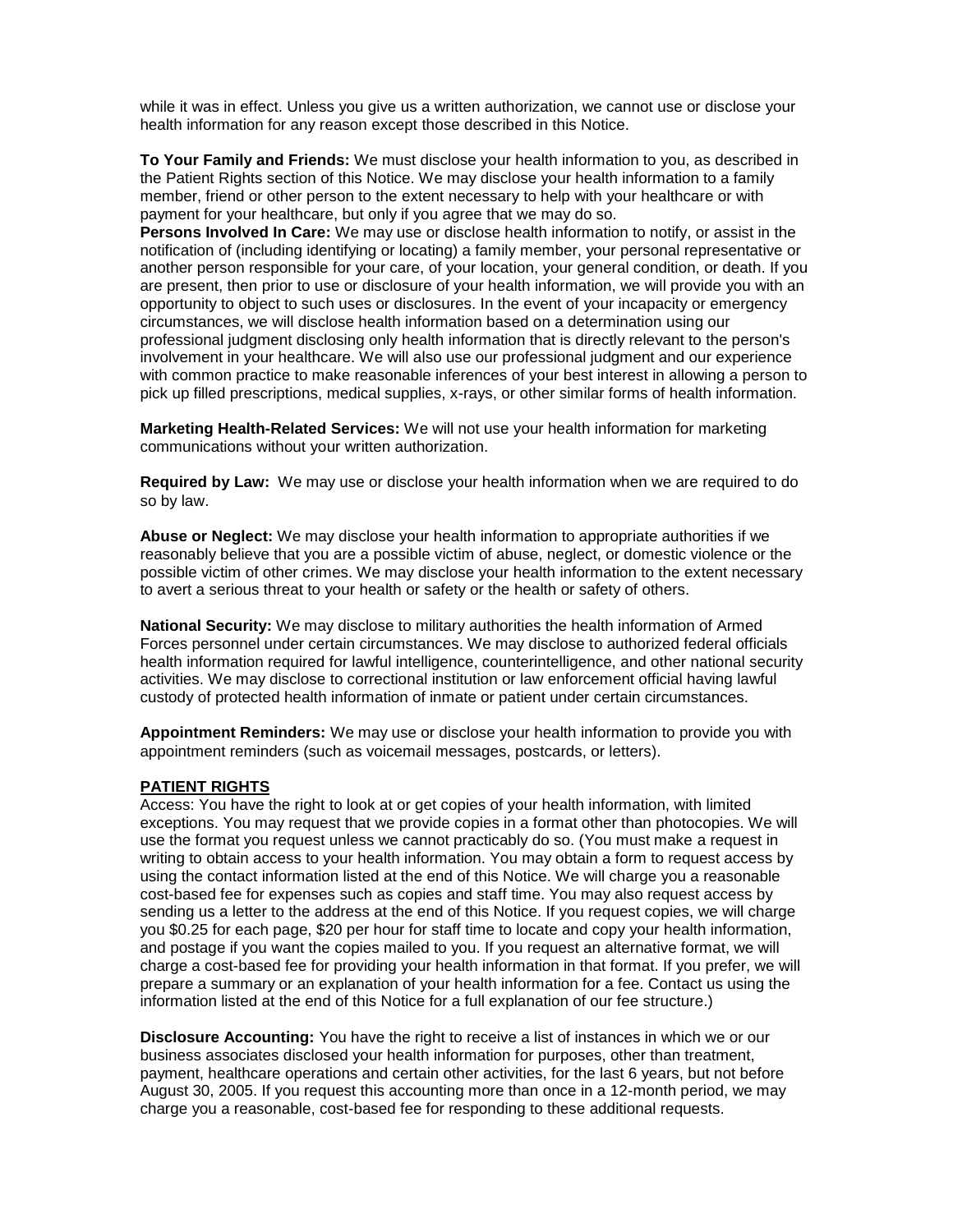while it was in effect. Unless you give us a written authorization, we cannot use or disclose your health information for any reason except those described in this Notice.

**To Your Family and Friends:** We must disclose your health information to you, as described in the Patient Rights section of this Notice. We may disclose your health information to a family member, friend or other person to the extent necessary to help with your healthcare or with payment for your healthcare, but only if you agree that we may do so.

**Persons Involved In Care:** We may use or disclose health information to notify, or assist in the notification of (including identifying or locating) a family member, your personal representative or another person responsible for your care, of your location, your general condition, or death. If you are present, then prior to use or disclosure of your health information, we will provide you with an opportunity to object to such uses or disclosures. In the event of your incapacity or emergency circumstances, we will disclose health information based on a determination using our professional judgment disclosing only health information that is directly relevant to the person's involvement in your healthcare. We will also use our professional judgment and our experience with common practice to make reasonable inferences of your best interest in allowing a person to pick up filled prescriptions, medical supplies, x-rays, or other similar forms of health information.

**Marketing Health-Related Services:** We will not use your health information for marketing communications without your written authorization.

**Required by Law:** We may use or disclose your health information when we are required to do so by law.

**Abuse or Neglect:** We may disclose your health information to appropriate authorities if we reasonably believe that you are a possible victim of abuse, neglect, or domestic violence or the possible victim of other crimes. We may disclose your health information to the extent necessary to avert a serious threat to your health or safety or the health or safety of others.

**National Security:** We may disclose to military authorities the health information of Armed Forces personnel under certain circumstances. We may disclose to authorized federal officials health information required for lawful intelligence, counterintelligence, and other national security activities. We may disclose to correctional institution or law enforcement official having lawful custody of protected health information of inmate or patient under certain circumstances.

**Appointment Reminders:** We may use or disclose your health information to provide you with appointment reminders (such as voicemail messages, postcards, or letters).

**PATIENT RIGHTS**

Access: You have the right to look at or get copies of your health information, with limited exceptions. You may request that we provide copies in a format other than photocopies. We will use the format you request unless we cannot practicably do so. (You must make a request in writing to obtain access to your health information. You may obtain a form to request access by using the contact information listed at the end of this Notice. We will charge you a reasonable cost-based fee for expenses such as copies and staff time. You may also request access by sending us a letter to the address at the end of this Notice. If you request copies, we will charge you $0.25 for each page, $20 per hour for staff time to locate and copy your health information, and postage if you want the copies mailed to you. If you request an alternative format, we will charge a cost-based fee for providing your health information in that format. If you prefer, we will prepare a summary or an explanation of your health information for a fee. Contact us using the information listed at the end of this Notice for a full explanation of our fee structure.)

**Disclosure Accounting:** You have the right to receive a list of instances in which we or our business associates disclosed your health information for purposes, other than treatment, payment, healthcare operations and certain other activities, for the last 6 years, but not before August 30, 2005. If you request this accounting more than once in a 12-month period, we may charge you a reasonable, cost-based fee for responding to these additional requests.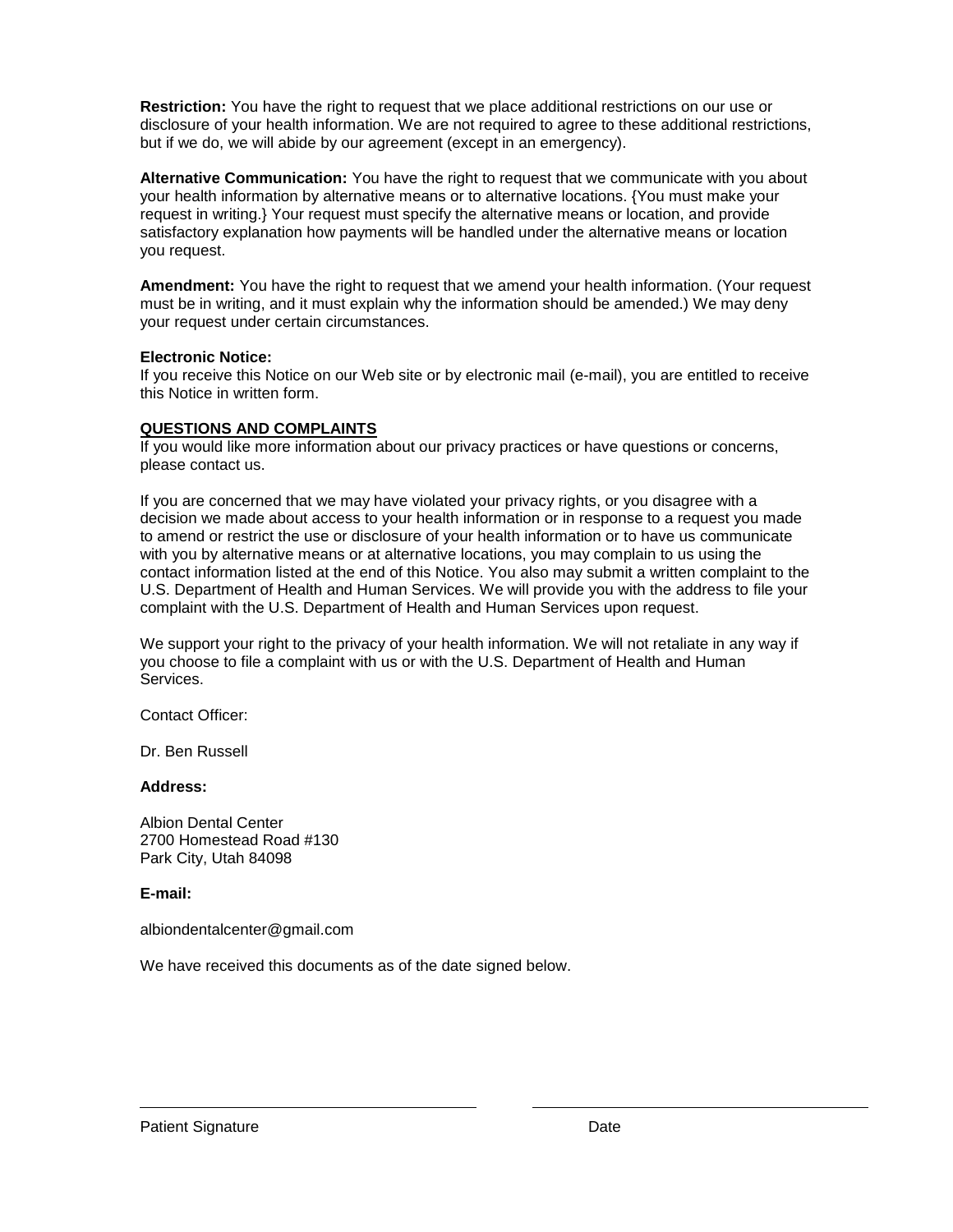**Restriction:** You have the right to request that we place additional restrictions on our use or disclosure of your health information. We are not required to agree to these additional restrictions, but if we do, we will abide by our agreement (except in an emergency).

**Alternative Communication:** You have the right to request that we communicate with you about your health information by alternative means or to alternative locations. {You must make your request in writing.} Your request must specify the alternative means or location, and provide satisfactory explanation how payments will be handled under the alternative means or location you request.

**Amendment:** You have the right to request that we amend your health information. (Your request must be in writing, and it must explain why the information should be amended.) We may deny your request under certain circumstances.

**Electronic Notice:**
If you receive this Notice on our Web site or by electronic mail (e-mail), you are entitled to receive this Notice in written form.

**QUESTIONS AND COMPLAINTS**
If you would like more information about our privacy practices or have questions or concerns, please contact us.

If you are concerned that we may have violated your privacy rights, or you disagree with a decision we made about access to your health information or in response to a request you made to amend or restrict the use or disclosure of your health information or to have us communicate with you by alternative means or at alternative locations, you may complain to us using the contact information listed at the end of this Notice. You also may submit a written complaint to the U.S. Department of Health and Human Services. We will provide you with the address to file your complaint with the U.S. Department of Health and Human Services upon request.

We support your right to the privacy of your health information. We will not retaliate in any way if you choose to file a complaint with us or with the U.S. Department of Health and Human Services.

Contact Officer:

Dr. Ben Russell

**Address:**

Albion Dental Center
2700 Homestead Road #130
Park City, Utah 84098

**E-mail:**

albiondentalcenter@gmail.com

We have received this documents as of the date signed below.

_______________________________ _______________________________

Patient Signature Date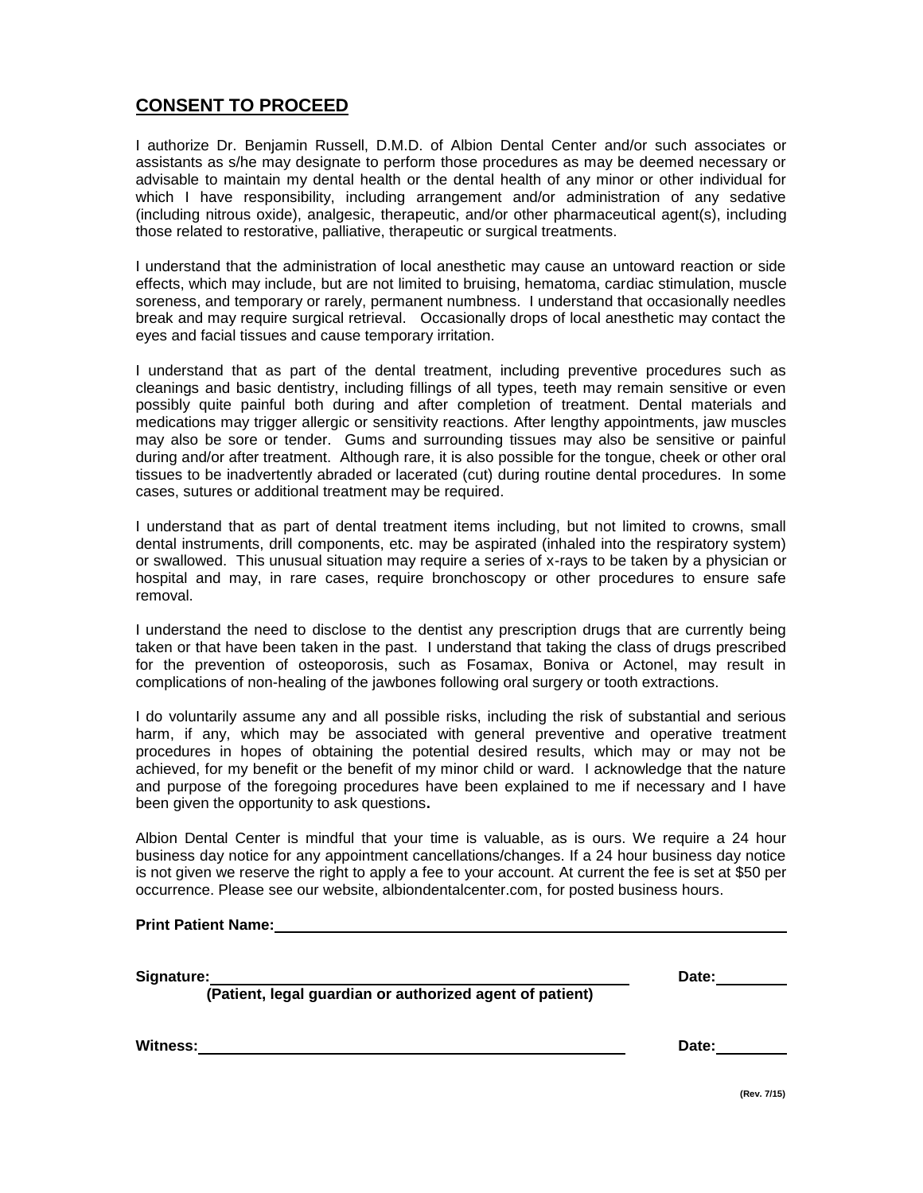## CONSENT TO PROCEED

I authorize Dr. Benjamin Russell, D.M.D. of Albion Dental Center and/or such associates or assistants as s/he may designate to perform those procedures as may be deemed necessary or advisable to maintain my dental health or the dental health of any minor or other individual for which I have responsibility, including arrangement and/or administration of any sedative (including nitrous oxide), analgesic, therapeutic, and/or other pharmaceutical agent(s), including those related to restorative, palliative, therapeutic or surgical treatments.

I understand that the administration of local anesthetic may cause an untoward reaction or side effects, which may include, but are not limited to bruising, hematoma, cardiac stimulation, muscle soreness, and temporary or rarely, permanent numbness. I understand that occasionally needles break and may require surgical retrieval. Occasionally drops of local anesthetic may contact the eyes and facial tissues and cause temporary irritation.

I understand that as part of the dental treatment, including preventive procedures such as cleanings and basic dentistry, including fillings of all types, teeth may remain sensitive or even possibly quite painful both during and after completion of treatment. Dental materials and medications may trigger allergic or sensitivity reactions. After lengthy appointments, jaw muscles may also be sore or tender. Gums and surrounding tissues may also be sensitive or painful during and/or after treatment. Although rare, it is also possible for the tongue, cheek or other oral tissues to be inadvertently abraded or lacerated (cut) during routine dental procedures. In some cases, sutures or additional treatment may be required.

I understand that as part of dental treatment items including, but not limited to crowns, small dental instruments, drill components, etc. may be aspirated (inhaled into the respiratory system) or swallowed. This unusual situation may require a series of x-rays to be taken by a physician or hospital and may, in rare cases, require bronchoscopy or other procedures to ensure safe removal.

I understand the need to disclose to the dentist any prescription drugs that are currently being taken or that have been taken in the past. I understand that taking the class of drugs prescribed for the prevention of osteoporosis, such as Fosamax, Boniva or Actonel, may result in complications of non-healing of the jawbones following oral surgery or tooth extractions.

I do voluntarily assume any and all possible risks, including the risk of substantial and serious harm, if any, which may be associated with general preventive and operative treatment procedures in hopes of obtaining the potential desired results, which may or may not be achieved, for my benefit or the benefit of my minor child or ward. I acknowledge that the nature and purpose of the foregoing procedures have been explained to me if necessary and I have been given the opportunity to ask questions**.**

Albion Dental Center is mindful that your time is valuable, as is ours. We require a 24 hour business day notice for any appointment cancellations/changes. If a 24 hour business day notice is not given we reserve the right to apply a fee to your account. At current the fee is set at $50 per occurrence. Please see our website, albiondentalcenter.com, for posted business hours.

**Print Patient Name:** ______________________________________________

**Signature:** ________________________________________ **Date:** __________
**(Patient, legal guardian or authorized agent of patient)**

**Witness:** ________________________________________ **Date:** __________

**(Rev. 7/15)**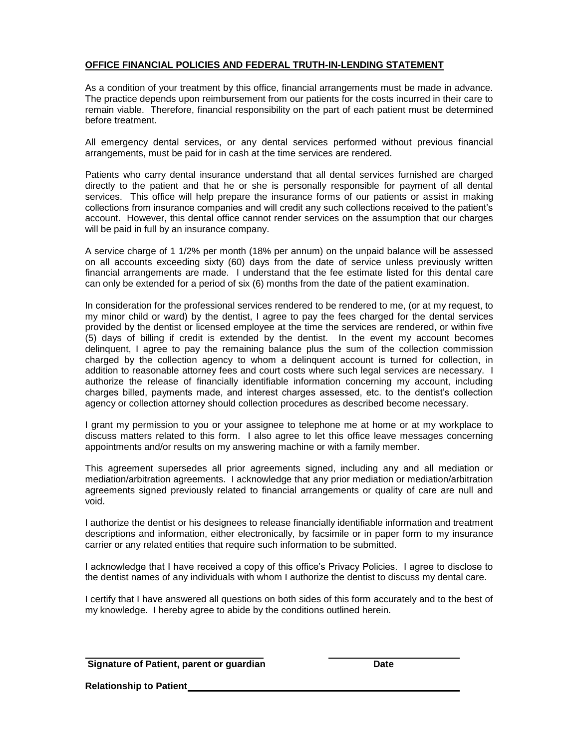**OFFICE FINANCIAL POLICIES AND FEDERAL TRUTH-IN-LENDING STATEMENT**

As a condition of your treatment by this office, financial arrangements must be made in advance. The practice depends upon reimbursement from our patients for the costs incurred in their care to remain viable. Therefore, financial responsibility on the part of each patient must be determined before treatment.

All emergency dental services, or any dental services performed without previous financial arrangements, must be paid for in cash at the time services are rendered.

Patients who carry dental insurance understand that all dental services furnished are charged directly to the patient and that he or she is personally responsible for payment of all dental services. This office will help prepare the insurance forms of our patients or assist in making collections from insurance companies and will credit any such collections received to the patient's account. However, this dental office cannot render services on the assumption that our charges will be paid in full by an insurance company.

A service charge of 1 1/2% per month (18% per annum) on the unpaid balance will be assessed on all accounts exceeding sixty (60) days from the date of service unless previously written financial arrangements are made. I understand that the fee estimate listed for this dental care can only be extended for a period of six (6) months from the date of the patient examination.

In consideration for the professional services rendered to be rendered to me, (or at my request, to my minor child or ward) by the dentist, I agree to pay the fees charged for the dental services provided by the dentist or licensed employee at the time the services are rendered, or within five (5) days of billing if credit is extended by the dentist. In the event my account becomes delinquent, I agree to pay the remaining balance plus the sum of the collection commission charged by the collection agency to whom a delinquent account is turned for collection, in addition to reasonable attorney fees and court costs where such legal services are necessary. I authorize the release of financially identifiable information concerning my account, including charges billed, payments made, and interest charges assessed, etc. to the dentist's collection agency or collection attorney should collection procedures as described become necessary.

I grant my permission to you or your assignee to telephone me at home or at my workplace to discuss matters related to this form. I also agree to let this office leave messages concerning appointments and/or results on my answering machine or with a family member.

This agreement supersedes all prior agreements signed, including any and all mediation or mediation/arbitration agreements. I acknowledge that any prior mediation or mediation/arbitration agreements signed previously related to financial arrangements or quality of care are null and void.

I authorize the dentist or his designees to release financially identifiable information and treatment descriptions and information, either electronically, by facsimile or in paper form to my insurance carrier or any related entities that require such information to be submitted.

I acknowledge that I have received a copy of this office's Privacy Policies. I agree to disclose to the dentist names of any individuals with whom I authorize the dentist to discuss my dental care.

I certify that I have answered all questions on both sides of this form accurately and to the best of my knowledge. I hereby agree to abide by the conditions outlined herein.

\_\_\_\_\_\_\_\_\_\_\_\_\_\_\_\_\_\_\_\_\_\_\_\_\_\_\_\_\_\_\_\_ \_\_\_\_\_\_\_\_\_\_\_\_\_\_\_\_\_\_\_\_

**Signature of Patient, parent or guardian** **Date**

**Relationship to Patient**\_\_\_\_\_\_\_\_\_\_\_\_\_\_\_\_\_\_\_\_\_\_\_\_\_\_\_\_\_\_\_\_\_\_\_\_\_\_\_\_